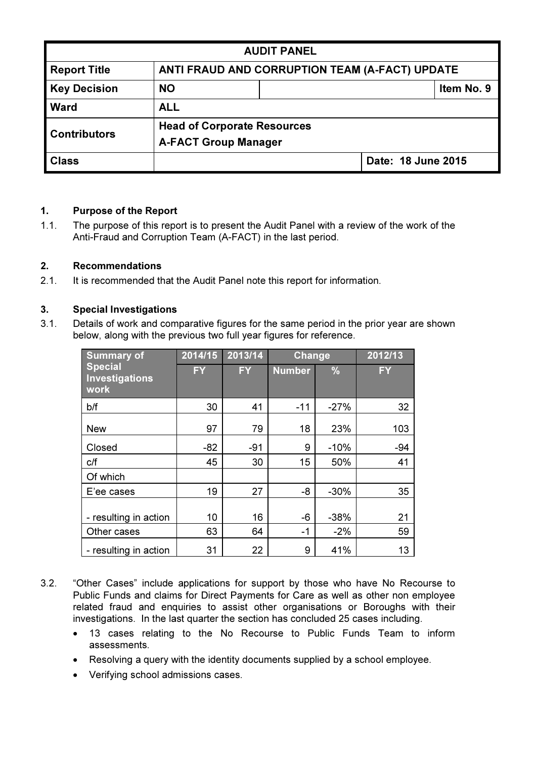| AUDIT PANEL | | | |
|---|---|---|---|
| **Report Title** | **ANTI FRAUD AND CORRUPTION TEAM (A-FACT) UPDATE** | | |
| **Key Decision** | **NO** | | **Item No. 9** |
| **Ward** | **ALL** | | |
| **Contributors** | **Head of Corporate Resources**<br>**A-FACT Group Manager** | | |
| **Class** | | **Date: 18 June 2015** | |

## 1. Purpose of the Report

1.1. The purpose of this report is to present the Audit Panel with a review of the work of the Anti-Fraud and Corruption Team (A-FACT) in the last period.

## 2. Recommendations

2.1. It is recommended that the Audit Panel note this report for information.

## 3. Special Investigations

3.1. Details of work and comparative figures for the same period in the prior year are shown below, along with the previous two full year figures for reference.

| Summary of Special Investigations work | 2014/15 | 2013/14 | Change | | 2012/13 |
|---|---|---|---|---|---|
| | FY | FY | Number | % | FY |
| b/f | 30 | 41 | -11 | -27% | 32 |
| New | 97 | 79 | 18 | 23% | 103 |
| Closed | -82 | -91 | 9 | -10% | -94 |
| c/f | 45 | 30 | 15 | 50% | 41 |
| Of which | | | | | |
| E'ee cases | 19 | 27 | -8 | -30% | 35 |
| - resulting in action | 10 | 16 | -6 | -38% | 21 |
| Other cases | 63 | 64 | -1 | -2% | 59 |
| - resulting in action | 31 | 22 | 9 | 41% | 13 |

3.2. "Other Cases" include applications for support by those who have No Recourse to Public Funds and claims for Direct Payments for Care as well as other non employee related fraud and enquiries to assist other organisations or Boroughs with their investigations. In the last quarter the section has concluded 25 cases including.

- 13 cases relating to the No Recourse to Public Funds Team to inform assessments.
- Resolving a query with the identity documents supplied by a school employee.
- Verifying school admissions cases.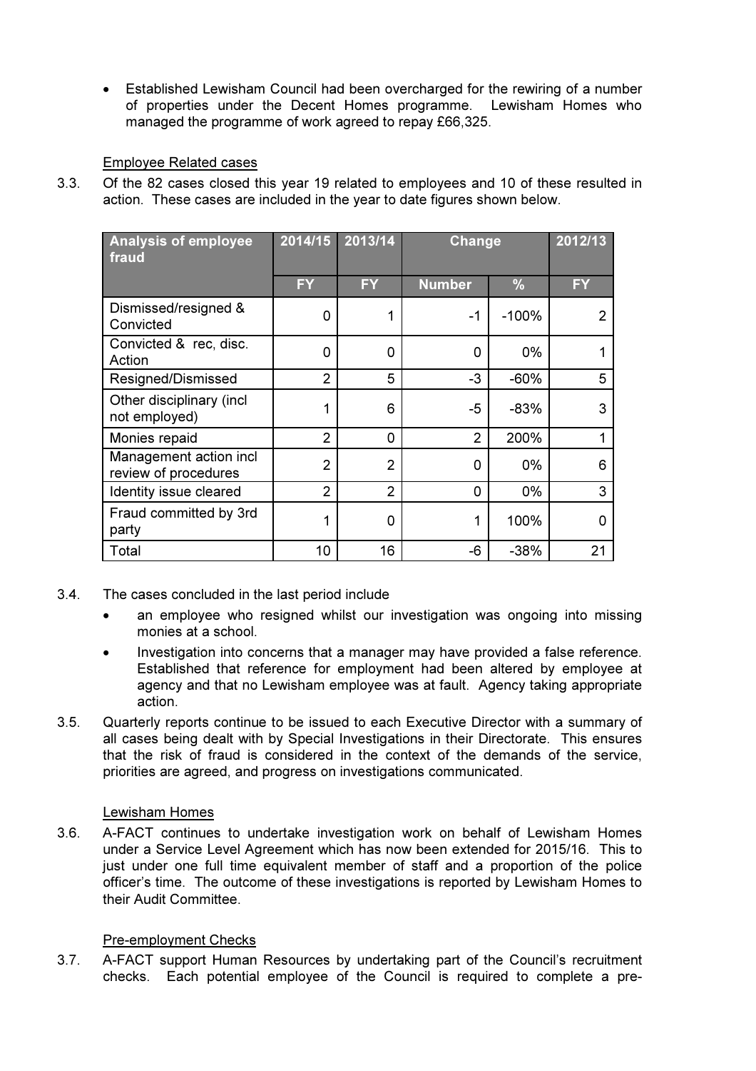- Established Lewisham Council had been overcharged for the rewiring of a number of properties under the Decent Homes programme. Lewisham Homes who managed the programme of work agreed to repay £66,325.

Employee Related cases

3.3. Of the 82 cases closed this year 19 related to employees and 10 of these resulted in action. These cases are included in the year to date figures shown below.

| Analysis of employee fraud | 2014/15 | 2013/14 | Change | | 2012/13 |
|---|---|---|---|---|---|
| | FY | FY | Number | % | FY |
| Dismissed/resigned & Convicted | 0 | 1 | -1 | -100% | 2 |
| Convicted & rec, disc. Action | 0 | 0 | 0 | 0% | 1 |
| Resigned/Dismissed | 2 | 5 | -3 | -60% | 5 |
| Other disciplinary (incl not employed) | 1 | 6 | -5 | -83% | 3 |
| Monies repaid | 2 | 0 | 2 | 200% | 1 |
| Management action incl review of procedures | 2 | 2 | 0 | 0% | 6 |
| Identity issue cleared | 2 | 2 | 0 | 0% | 3 |
| Fraud committed by 3rd party | 1 | 0 | 1 | 100% | 0 |
| Total | 10 | 16 | -6 | -38% | 21 |

3.4. The cases concluded in the last period include

- an employee who resigned whilst our investigation was ongoing into missing monies at a school.
- Investigation into concerns that a manager may have provided a false reference. Established that reference for employment had been altered by employee at agency and that no Lewisham employee was at fault. Agency taking appropriate action.

3.5. Quarterly reports continue to be issued to each Executive Director with a summary of all cases being dealt with by Special Investigations in their Directorate. This ensures that the risk of fraud is considered in the context of the demands of the service, priorities are agreed, and progress on investigations communicated.

Lewisham Homes

3.6. A-FACT continues to undertake investigation work on behalf of Lewisham Homes under a Service Level Agreement which has now been extended for 2015/16. This to just under one full time equivalent member of staff and a proportion of the police officer's time. The outcome of these investigations is reported by Lewisham Homes to their Audit Committee.

Pre-employment Checks

3.7. A-FACT support Human Resources by undertaking part of the Council's recruitment checks. Each potential employee of the Council is required to complete a pre-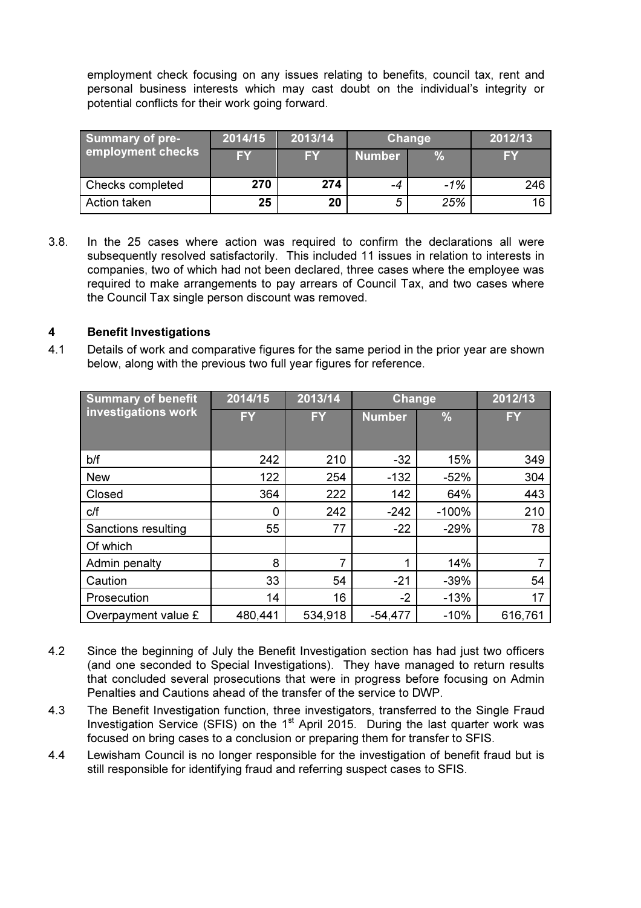employment check focusing on any issues relating to benefits, council tax, rent and personal business interests which may cast doubt on the individual's integrity or potential conflicts for their work going forward.

| Summary of pre-employment checks | 2014/15 | 2013/14 | Change | | 2012/13 |
|---|---|---|---|---|---|
| | FY | FY | Number | % | FY |
| Checks completed | **270** | **274** | *-4* | *-1%* | 246 |
| Action taken | **25** | **20** | *5* | *25%* | 16 |

3.8. In the 25 cases where action was required to confirm the declarations all were subsequently resolved satisfactorily. This included 11 issues in relation to interests in companies, two of which had not been declared, three cases where the employee was required to make arrangements to pay arrears of Council Tax, and two cases where the Council Tax single person discount was removed.

## 4 Benefit Investigations

4.1 Details of work and comparative figures for the same period in the prior year are shown below, along with the previous two full year figures for reference.

| Summary of benefit investigations work | 2014/15 | 2013/14 | Change | | 2012/13 |
|---|---|---|---|---|---|
| | FY | FY | Number | % | FY |
| b/f | 242 | 210 | -32 | 15% | 349 |
| New | 122 | 254 | -132 | -52% | 304 |
| Closed | 364 | 222 | 142 | 64% | 443 |
| c/f | 0 | 242 | -242 | -100% | 210 |
| Sanctions resulting | 55 | 77 | -22 | -29% | 78 |
| Of which | | | | | |
| Admin penalty | 8 | 7 | 1 | 14% | 7 |
| Caution | 33 | 54 | -21 | -39% | 54 |
| Prosecution | 14 | 16 | -2 | -13% | 17 |
| Overpayment value £ | 480,441 | 534,918 | -54,477 | -10% | 616,761 |

4.2 Since the beginning of July the Benefit Investigation section has had just two officers (and one seconded to Special Investigations). They have managed to return results that concluded several prosecutions that were in progress before focusing on Admin Penalties and Cautions ahead of the transfer of the service to DWP.

4.3 The Benefit Investigation function, three investigators, transferred to the Single Fraud Investigation Service (SFIS) on the 1st April 2015. During the last quarter work was focused on bring cases to a conclusion or preparing them for transfer to SFIS.

4.4 Lewisham Council is no longer responsible for the investigation of benefit fraud but is still responsible for identifying fraud and referring suspect cases to SFIS.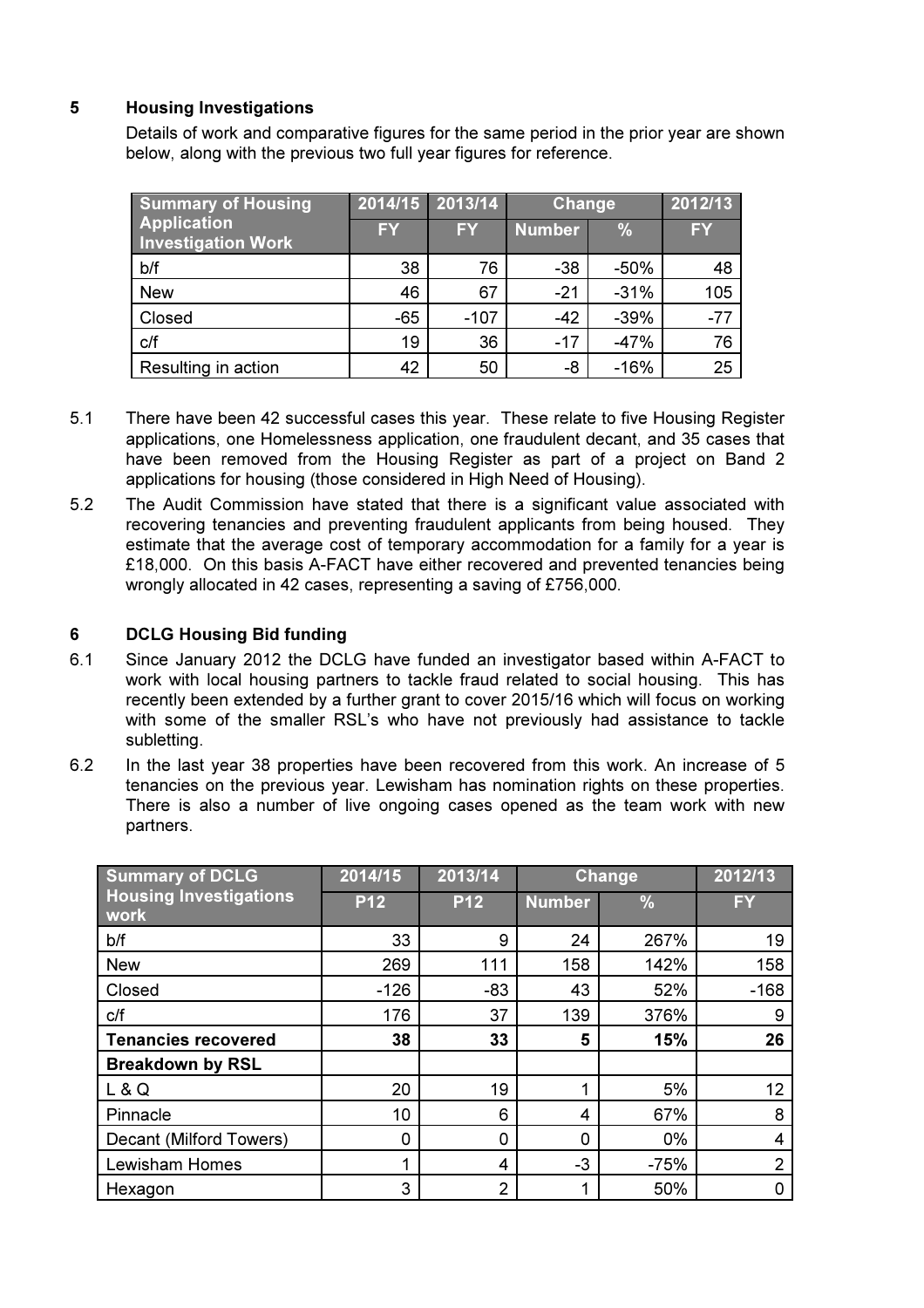## 5 Housing Investigations

Details of work and comparative figures for the same period in the prior year are shown below, along with the previous two full year figures for reference.

| Summary of Housing Application Investigation Work | 2014/15 | 2013/14 | Change | | 2012/13 |
|---|---|---|---|---|---|
| | FY | FY | Number | % | FY |
| b/f | 38 | 76 | -38 | -50% | 48 |
| New | 46 | 67 | -21 | -31% | 105 |
| Closed | -65 | -107 | -42 | -39% | -77 |
| c/f | 19 | 36 | -17 | -47% | 76 |
| Resulting in action | 42 | 50 | -8 | -16% | 25 |

5.1 There have been 42 successful cases this year. These relate to five Housing Register applications, one Homelessness application, one fraudulent decant, and 35 cases that have been removed from the Housing Register as part of a project on Band 2 applications for housing (those considered in High Need of Housing).

5.2 The Audit Commission have stated that there is a significant value associated with recovering tenancies and preventing fraudulent applicants from being housed. They estimate that the average cost of temporary accommodation for a family for a year is £18,000. On this basis A-FACT have either recovered and prevented tenancies being wrongly allocated in 42 cases, representing a saving of £756,000.

## 6 DCLG Housing Bid funding

6.1 Since January 2012 the DCLG have funded an investigator based within A-FACT to work with local housing partners to tackle fraud related to social housing. This has recently been extended by a further grant to cover 2015/16 which will focus on working with some of the smaller RSL's who have not previously had assistance to tackle subletting.

6.2 In the last year 38 properties have been recovered from this work. An increase of 5 tenancies on the previous year. Lewisham has nomination rights on these properties. There is also a number of live ongoing cases opened as the team work with new partners.

| Summary of DCLG Housing Investigations work | 2014/15 | 2013/14 | Change | | 2012/13 |
|---|---|---|---|---|---|
| | P12 | P12 | Number | % | FY |
| b/f | 33 | 9 | 24 | 267% | 19 |
| New | 269 | 111 | 158 | 142% | 158 |
| Closed | -126 | -83 | 43 | 52% | -168 |
| c/f | 176 | 37 | 139 | 376% | 9 |
| **Tenancies recovered** | **38** | **33** | **5** | **15%** | **26** |
| **Breakdown by RSL** | | | | | |
| L & Q | 20 | 19 | 1 | 5% | 12 |
| Pinnacle | 10 | 6 | 4 | 67% | 8 |
| Decant (Milford Towers) | 0 | 0 | 0 | 0% | 4 |
| Lewisham Homes | 1 | 4 | -3 | -75% | 2 |
| Hexagon | 3 | 2 | 1 | 50% | 0 |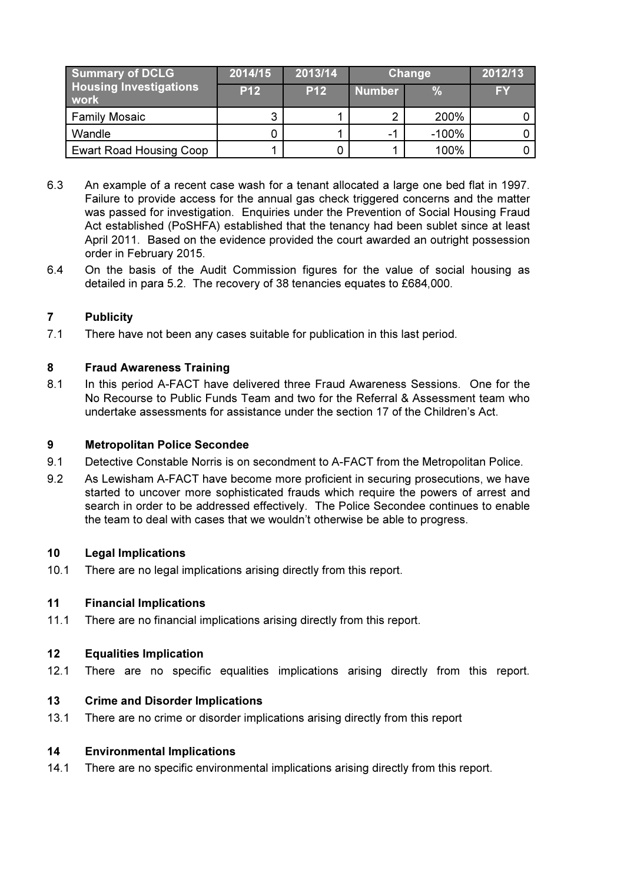| Summary of DCLG Housing Investigations work | 2014/15 | 2013/14 | Change | | 2012/13 |
|---|---|---|---|---|---|
| | P12 | P12 | Number | % | FY |
| Family Mosaic | 3 | 1 | 2 | 200% | 0 |
| Wandle | 0 | 1 | -1 | -100% | 0 |
| Ewart Road Housing Coop | 1 | 0 | 1 | 100% | 0 |

6.3 An example of a recent case wash for a tenant allocated a large one bed flat in 1997. Failure to provide access for the annual gas check triggered concerns and the matter was passed for investigation. Enquiries under the Prevention of Social Housing Fraud Act established (PoSHFA) established that the tenancy had been sublet since at least April 2011. Based on the evidence provided the court awarded an outright possession order in February 2015.

6.4 On the basis of the Audit Commission figures for the value of social housing as detailed in para 5.2. The recovery of 38 tenancies equates to £684,000.

## 7 Publicity

7.1 There have not been any cases suitable for publication in this last period.

## 8 Fraud Awareness Training

8.1 In this period A-FACT have delivered three Fraud Awareness Sessions. One for the No Recourse to Public Funds Team and two for the Referral & Assessment team who undertake assessments for assistance under the section 17 of the Children's Act.

## 9 Metropolitan Police Secondee

9.1 Detective Constable Norris is on secondment to A-FACT from the Metropolitan Police.

9.2 As Lewisham A-FACT have become more proficient in securing prosecutions, we have started to uncover more sophisticated frauds which require the powers of arrest and search in order to be addressed effectively. The Police Secondee continues to enable the team to deal with cases that we wouldn't otherwise be able to progress.

## 10 Legal Implications

10.1 There are no legal implications arising directly from this report.

## 11 Financial Implications

11.1 There are no financial implications arising directly from this report.

## 12 Equalities Implication

12.1 There are no specific equalities implications arising directly from this report.

## 13 Crime and Disorder Implications

13.1 There are no crime or disorder implications arising directly from this report

## 14 Environmental Implications

14.1 There are no specific environmental implications arising directly from this report.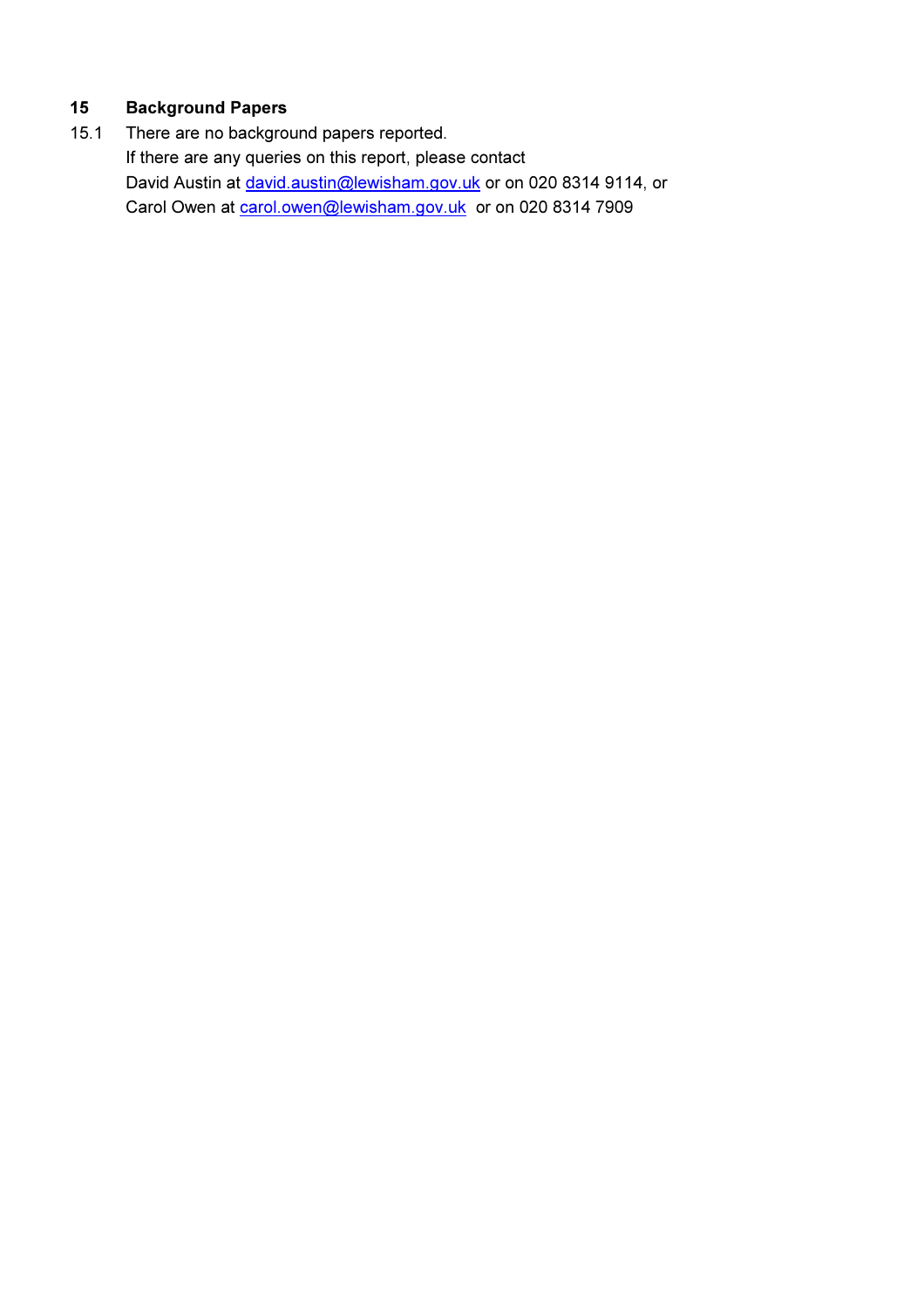## 15 Background Papers

15.1 There are no background papers reported.

If there are any queries on this report, please contact
David Austin at david.austin@lewisham.gov.uk or on 020 8314 9114, or
Carol Owen at carol.owen@lewisham.gov.uk or on 020 8314 7909